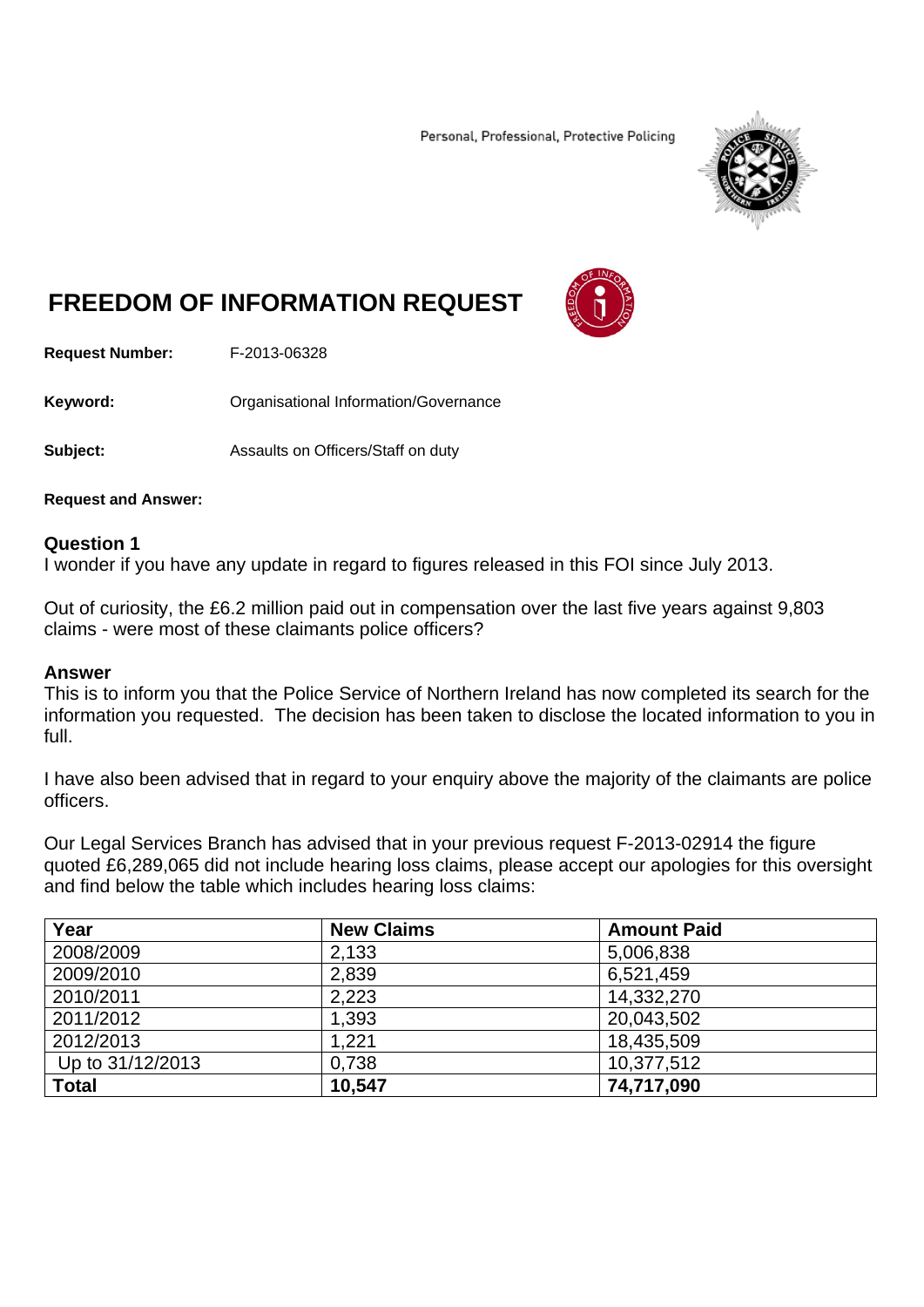Personal, Professional, Protective Policing

# FREEDOM OF INFORMATION REQUEST

**Request Number:** F-2013-06328

**Keyword:** Organisational Information/Governance

**Subject:** Assaults on Officers/Staff on duty

**Request and Answer:**

## Question 1

I wonder if you have any update in regard to figures released in this FOI since July 2013.

Out of curiosity, the £6.2 million paid out in compensation over the last five years against 9,803 claims - were most of these claimants police officers?

## Answer

This is to inform you that the Police Service of Northern Ireland has now completed its search for the information you requested. The decision has been taken to disclose the located information to you in full.

I have also been advised that in regard to your enquiry above the majority of the claimants are police officers.

Our Legal Services Branch has advised that in your previous request F-2013-02914 the figure quoted £6,289,065 did not include hearing loss claims, please accept our apologies for this oversight and find below the table which includes hearing loss claims:

| Year | New Claims | Amount Paid |
|---|---|---|
| 2008/2009 | 2,133 | 5,006,838 |
| 2009/2010 | 2,839 | 6,521,459 |
| 2010/2011 | 2,223 | 14,332,270 |
| 2011/2012 | 1,393 | 20,043,502 |
| 2012/2013 | 1,221 | 18,435,509 |
| Up to 31/12/2013 | 0,738 | 10,377,512 |
| **Total** | **10,547** | **74,717,090** |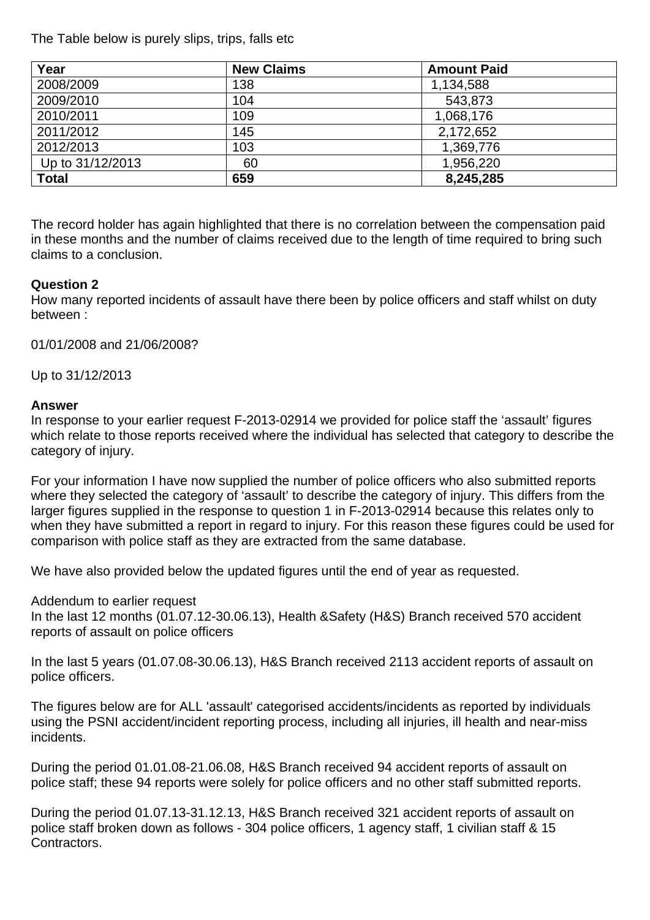The Table below is purely slips, trips, falls etc

| Year | New Claims | Amount Paid |
|---|---|---|
| 2008/2009 | 138 | 1,134,588 |
| 2009/2010 | 104 | 543,873 |
| 2010/2011 | 109 | 1,068,176 |
| 2011/2012 | 145 | 2,172,652 |
| 2012/2013 | 103 | 1,369,776 |
| Up to 31/12/2013 | 60 | 1,956,220 |
| **Total** | **659** | **8,245,285** |

The record holder has again highlighted that there is no correlation between the compensation paid in these months and the number of claims received due to the length of time required to bring such claims to a conclusion.

**Question 2**
How many reported incidents of assault have there been by police officers and staff whilst on duty between :

01/01/2008 and 21/06/2008?

Up to 31/12/2013

**Answer**
In response to your earlier request F-2013-02914 we provided for police staff the 'assault' figures which relate to those reports received where the individual has selected that category to describe the category of injury.

For your information I have now supplied the number of police officers who also submitted reports where they selected the category of 'assault' to describe the category of injury. This differs from the larger figures supplied in the response to question 1 in F-2013-02914 because this relates only to when they have submitted a report in regard to injury. For this reason these figures could be used for comparison with police staff as they are extracted from the same database.

We have also provided below the updated figures until the end of year as requested.

Addendum to earlier request
In the last 12 months (01.07.12-30.06.13), Health &Safety (H&S) Branch received 570 accident reports of assault on police officers

In the last 5 years (01.07.08-30.06.13), H&S Branch received 2113 accident reports of assault on police officers.

The figures below are for ALL 'assault' categorised accidents/incidents as reported by individuals using the PSNI accident/incident reporting process, including all injuries, ill health and near-miss incidents.

During the period 01.01.08-21.06.08, H&S Branch received 94 accident reports of assault on police staff; these 94 reports were solely for police officers and no other staff submitted reports.

During the period 01.07.13-31.12.13, H&S Branch received 321 accident reports of assault on police staff broken down as follows - 304 police officers, 1 agency staff, 1 civilian staff & 15 Contractors.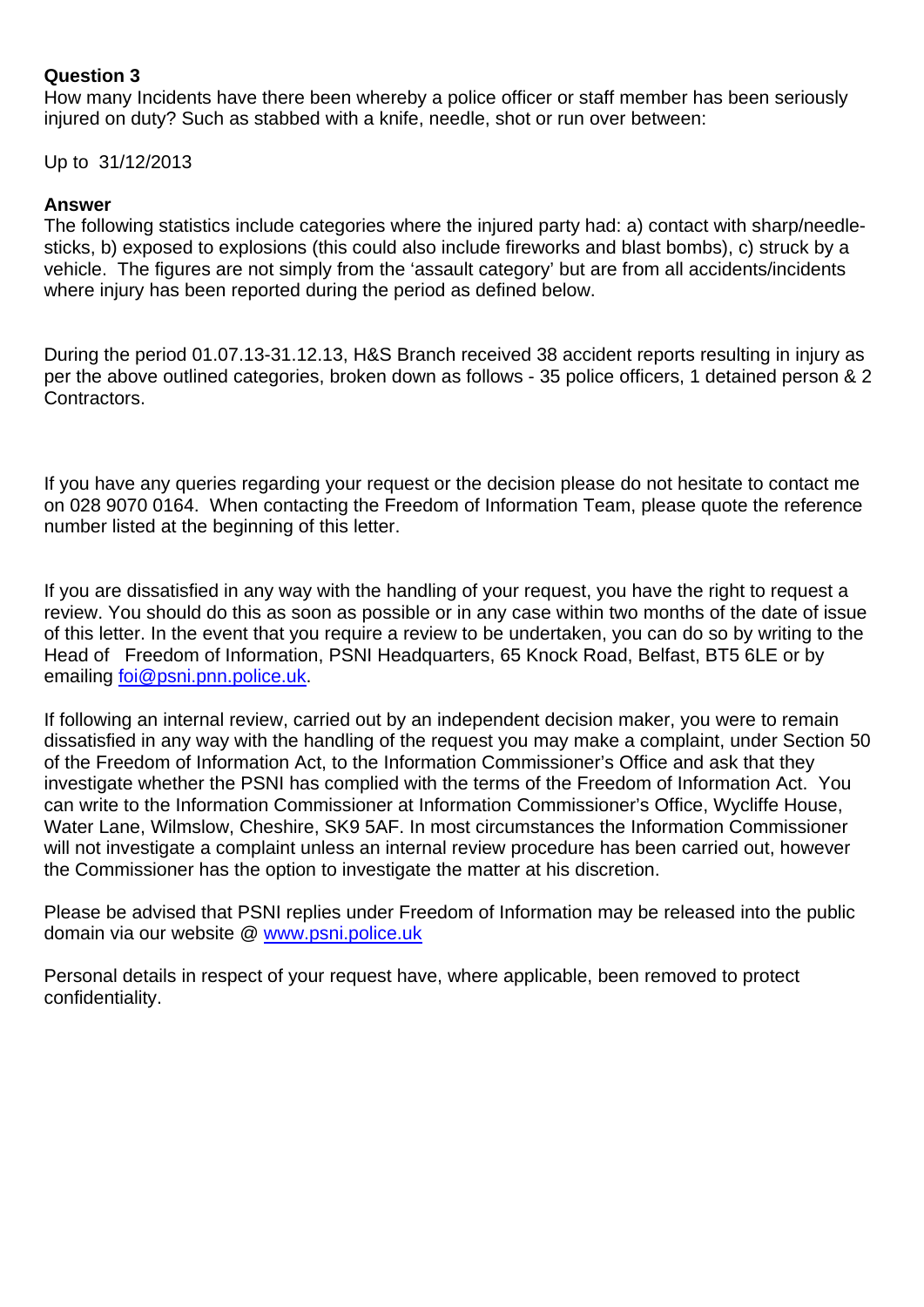**Question 3**

How many Incidents have there been whereby a police officer or staff member has been seriously injured on duty? Such as stabbed with a knife, needle, shot or run over between:

Up to 31/12/2013

**Answer**

The following statistics include categories where the injured party had: a) contact with sharp/needle-sticks, b) exposed to explosions (this could also include fireworks and blast bombs), c) struck by a vehicle. The figures are not simply from the 'assault category' but are from all accidents/incidents where injury has been reported during the period as defined below.

During the period 01.07.13-31.12.13, H&S Branch received 38 accident reports resulting in injury as per the above outlined categories, broken down as follows - 35 police officers, 1 detained person & 2 Contractors.

If you have any queries regarding your request or the decision please do not hesitate to contact me on 028 9070 0164. When contacting the Freedom of Information Team, please quote the reference number listed at the beginning of this letter.

If you are dissatisfied in any way with the handling of your request, you have the right to request a review. You should do this as soon as possible or in any case within two months of the date of issue of this letter. In the event that you require a review to be undertaken, you can do so by writing to the Head of Freedom of Information, PSNI Headquarters, 65 Knock Road, Belfast, BT5 6LE or by emailing foi@psni.pnn.police.uk.

If following an internal review, carried out by an independent decision maker, you were to remain dissatisfied in any way with the handling of the request you may make a complaint, under Section 50 of the Freedom of Information Act, to the Information Commissioner's Office and ask that they investigate whether the PSNI has complied with the terms of the Freedom of Information Act. You can write to the Information Commissioner at Information Commissioner's Office, Wycliffe House, Water Lane, Wilmslow, Cheshire, SK9 5AF. In most circumstances the Information Commissioner will not investigate a complaint unless an internal review procedure has been carried out, however the Commissioner has the option to investigate the matter at his discretion.

Please be advised that PSNI replies under Freedom of Information may be released into the public domain via our website @ www.psni.police.uk

Personal details in respect of your request have, where applicable, been removed to protect confidentiality.